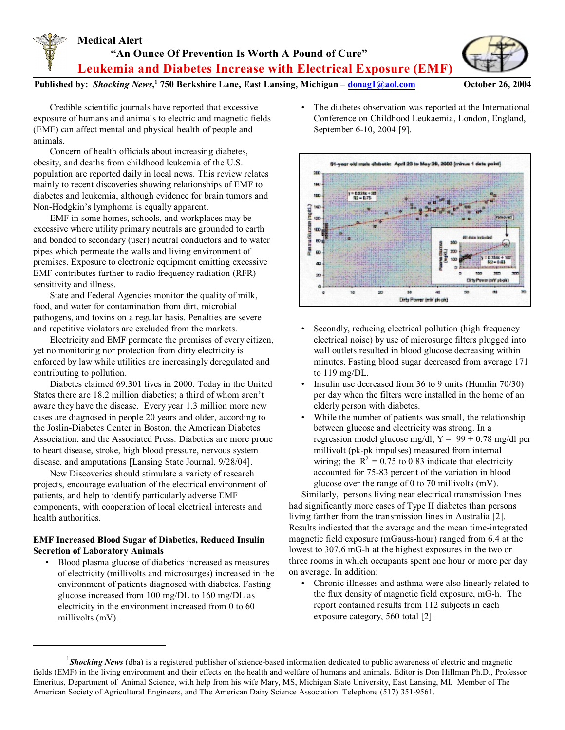# Medical Alert – "An Ounce Of Prevention Is Worth A Pound of Cure"

## Leukemia and Diabetes Increase with Electrical Exposure (EMF)

**Published by:** ***Shocking News***,[1] **750 Berkshire Lane, East Lansing, Michigan – donag1@aol.com** **October 26, 2004**

Credible scientific journals have reported that excessive exposure of humans and animals to electric and magnetic fields (EMF) can affect mental and physical health of people and animals.

Concern of health officials about increasing diabetes, obesity, and deaths from childhood leukemia of the U.S. population are reported daily in local news. This review relates mainly to recent discoveries showing relationships of EMF to diabetes and leukemia, although evidence for brain tumors and Non-Hodgkin's lymphoma is equally apparent.

EMF in some homes, schools, and workplaces may be excessive where utility primary neutrals are grounded to earth and bonded to secondary (user) neutral conductors and to water pipes which permeate the walls and living environment of premises. Exposure to electronic equipment emitting excessive EMF contributes further to radio frequency radiation (RFR) sensitivity and illness.

State and Federal Agencies monitor the quality of milk, food, and water for contamination from dirt, microbial pathogens, and toxins on a regular basis. Penalties are severe and repetitive violators are excluded from the markets.

Electricity and EMF permeate the premises of every citizen, yet no monitoring nor protection from dirty electricity is enforced by law while utilities are increasingly deregulated and contributing to pollution.

Diabetes claimed 69,301 lives in 2000. Today in the United States there are 18.2 million diabetics; a third of whom aren't aware they have the disease. Every year 1.3 million more new cases are diagnosed in people 20 years and older, according to the Joslin-Diabetes Center in Boston, the American Diabetes Association, and the Associated Press. Diabetics are more prone to heart disease, stroke, high blood pressure, nervous system disease, and amputations [Lansing State Journal, 9/28/04].

New Discoveries should stimulate a variety of research projects, encourage evaluation of the electrical environment of patients, and help to identify particularly adverse EMF components, with cooperation of local electrical interests and health authorities.

**EMF Increased Blood Sugar of Diabetics, Reduced Insulin Secretion of Laboratory Animals**

- Blood plasma glucose of diabetics increased as measures of electricity (millivolts and microsurges) increased in the environment of patients diagnosed with diabetes. Fasting glucose increased from 100 mg/DL to 160 mg/DL as electricity in the environment increased from 0 to 60 millivolts (mV).
- The diabetes observation was reported at the International Conference on Childhood Leukaemia, London, England, September 6-10, 2004 [9].

51-year old male diabetic: April 23 to May 29, 2003 [minus 1 data point]

- Secondly, reducing electrical pollution (high frequency electrical noise) by use of microsurge filters plugged into wall outlets resulted in blood glucose decreasing within minutes. Fasting blood sugar decreased from average 171 to 119 mg/DL.
- Insulin use decreased from 36 to 9 units (Humlin 70/30) per day when the filters were installed in the home of an elderly person with diabetes.
- While the number of patients was small, the relationship between glucose and electricity was strong. In a regression model glucose mg/dl, Y = 99 + 0.78 mg/dl per millivolt (pk-pk impulses) measured from internal wiring; the $R^2$ = 0.75 to 0.83 indicate that electricity accounted for 75-83 percent of the variation in blood glucose over the range of 0 to 70 millivolts (mV).

Similarly, persons living near electrical transmission lines had significantly more cases of Type II diabetes than persons living farther from the transmission lines in Australia [2]. Results indicated that the average and the mean time-integrated magnetic field exposure (mGauss-hour) ranged from 6.4 at the lowest to 307.6 mG-h at the highest exposures in the two or three rooms in which occupants spent one hour or more per day on average. In addition:

- Chronic illnesses and asthma were also linearly related to the flux density of magnetic field exposure, mG-h. The report contained results from 112 subjects in each exposure category, 560 total [2].

---

[1] ***Shocking News*** (dba) is a registered publisher of science-based information dedicated to public awareness of electric and magnetic fields (EMF) in the living environment and their effects on the health and welfare of humans and animals. Editor is Don Hillman Ph.D., Professor Emeritus, Department of Animal Science, with help from his wife Mary, MS, Michigan State University, East Lansing, MI. Member of The American Society of Agricultural Engineers, and The American Dairy Science Association. Telephone (517) 351-9561.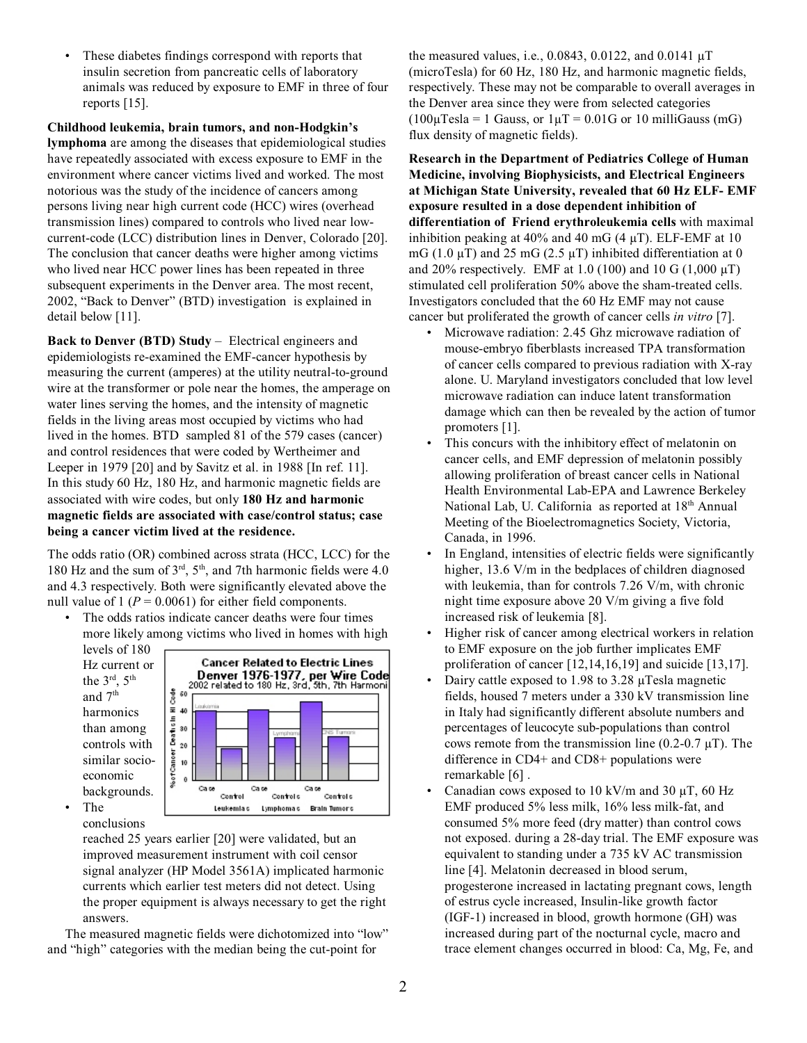- These diabetes findings correspond with reports that insulin secretion from pancreatic cells of laboratory animals was reduced by exposure to EMF in three of four reports [15].

**Childhood leukemia, brain tumors, and non-Hodgkin's lymphoma** are among the diseases that epidemiological studies have repeatedly associated with excess exposure to EMF in the environment where cancer victims lived and worked. The most notorious was the study of the incidence of cancers among persons living near high current code (HCC) wires (overhead transmission lines) compared to controls who lived near low-current-code (LCC) distribution lines in Denver, Colorado [20]. The conclusion that cancer deaths were higher among victims who lived near HCC power lines has been repeated in three subsequent experiments in the Denver area. The most recent, 2002, "Back to Denver" (BTD) investigation is explained in detail below [11].

**Back to Denver (BTD) Study** – Electrical engineers and epidemiologists re-examined the EMF-cancer hypothesis by measuring the current (amperes) at the utility neutral-to-ground wire at the transformer or pole near the homes, the amperage on water lines serving the homes, and the intensity of magnetic fields in the living areas most occupied by victims who had lived in the homes. BTD sampled 81 of the 579 cases (cancer) and control residences that were coded by Wertheimer and Leeper in 1979 [20] and by Savitz et al. in 1988 [In ref. 11]. In this study 60 Hz, 180 Hz, and harmonic magnetic fields are associated with wire codes, but only **180 Hz and harmonic magnetic fields are associated with case/control status; case being a cancer victim lived at the residence.**

The odds ratio (OR) combined across strata (HCC, LCC) for the 180 Hz and the sum of 3rd, 5th, and 7th harmonic fields were 4.0 and 4.3 respectively. Both were significantly elevated above the null value of 1 ($P = 0.0061$) for either field components.

- The odds ratios indicate cancer deaths were four times more likely among victims who lived in homes with high levels of 180 Hz current or the 3rd, 5th and 7th harmonics than among controls with similar socio-economic backgrounds.
- The conclusions reached 25 years earlier [20] were validated, but an improved measurement instrument with coil censor signal analyzer (HP Model 3561A) implicated harmonic currents which earlier test meters did not detect. Using the proper equipment is always necessary to get the right answers.

The measured magnetic fields were dichotomized into "low" and "high" categories with the median being the cut-point for the measured values, i.e., 0.0843, 0.0122, and 0.0141 µT (microTesla) for 60 Hz, 180 Hz, and harmonic magnetic fields, respectively. These may not be comparable to overall averages in the Denver area since they were from selected categories (100µTesla = 1 Gauss, or 1µT = 0.01G or 10 milliGauss (mG) flux density of magnetic fields).

**Research in the Department of Pediatrics College of Human Medicine, involving Biophysicists, and Electrical Engineers at Michigan State University, revealed that 60 Hz ELF- EMF exposure resulted in a dose dependent inhibition of differentiation of Friend erythroleukemia cells** with maximal inhibition peaking at 40% and 40 mG (4 µT). ELF-EMF at 10 mG (1.0 µT) and 25 mG (2.5 µT) inhibited differentiation at 0 and 20% respectively. EMF at 1.0 (100) and 10 G (1,000 µT) stimulated cell proliferation 50% above the sham-treated cells. Investigators concluded that the 60 Hz EMF may not cause cancer but proliferated the growth of cancer cells *in vitro* [7].

- Microwave radiation: 2.45 Ghz microwave radiation of mouse-embryo fiberblasts increased TPA transformation of cancer cells compared to previous radiation with X-ray alone. U. Maryland investigators concluded that low level microwave radiation can induce latent transformation damage which can then be revealed by the action of tumor promoters [1].
- This concurs with the inhibitory effect of melatonin on cancer cells, and EMF depression of melatonin possibly allowing proliferation of breast cancer cells in National Health Environmental Lab-EPA and Lawrence Berkeley National Lab, U. California as reported at 18th Annual Meeting of the Bioelectromagnetics Society, Victoria, Canada, in 1996.
- In England, intensities of electric fields were significantly higher, 13.6 V/m in the bedplaces of children diagnosed with leukemia, than for controls 7.26 V/m, with chronic night time exposure above 20 V/m giving a five fold increased risk of leukemia [8].
- Higher risk of cancer among electrical workers in relation to EMF exposure on the job further implicates EMF proliferation of cancer [12,14,16,19] and suicide [13,17].
- Dairy cattle exposed to 1.98 to 3.28 µTesla magnetic fields, housed 7 meters under a 330 kV transmission line in Italy had significantly different absolute numbers and percentages of leucocyte sub-populations than control cows remote from the transmission line (0.2-0.7 µT). The difference in CD4+ and CD8+ populations were remarkable [6] .
- Canadian cows exposed to 10 kV/m and 30 µT, 60 Hz EMF produced 5% less milk, 16% less milk-fat, and consumed 5% more feed (dry matter) than control cows not exposed. during a 28-day trial. The EMF exposure was equivalent to standing under a 735 kV AC transmission line [4]. Melatonin decreased in blood serum, progesterone increased in lactating pregnant cows, length of estrus cycle increased, Insulin-like growth factor (IGF-1) increased in blood, growth hormone (GH) was increased during part of the nocturnal cycle, macro and trace element changes occurred in blood: Ca, Mg, Fe, and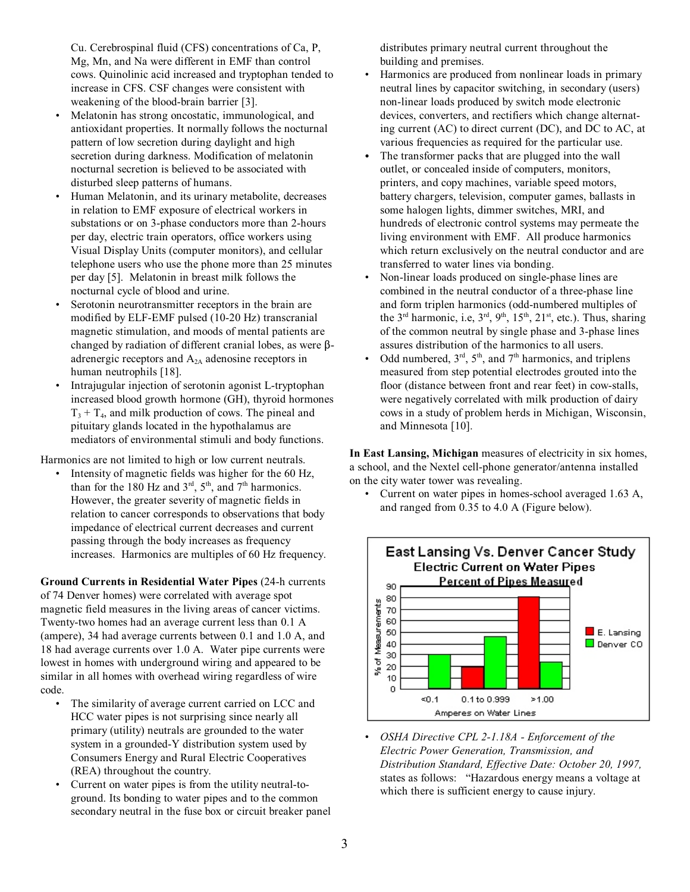Cu. Cerebrospinal fluid (CFS) concentrations of Ca, P, Mg, Mn, and Na were different in EMF than control cows. Quinolinic acid increased and tryptophan tended to increase in CFS. CSF changes were consistent with weakening of the blood-brain barrier [3].

- Melatonin has strong oncostatic, immunological, and antioxidant properties. It normally follows the nocturnal pattern of low secretion during daylight and high secretion during darkness. Modification of melatonin nocturnal secretion is believed to be associated with disturbed sleep patterns of humans.
- Human Melatonin, and its urinary metabolite, decreases in relation to EMF exposure of electrical workers in substations or on 3-phase conductors more than 2-hours per day, electric train operators, office workers using Visual Display Units (computer monitors), and cellular telephone users who use the phone more than 25 minutes per day [5]. Melatonin in breast milk follows the nocturnal cycle of blood and urine.
- Serotonin neurotransmitter receptors in the brain are modified by ELF-EMF pulsed (10-20 Hz) transcranial magnetic stimulation, and moods of mental patients are changed by radiation of different cranial lobes, as were β-adrenergic receptors and $A_{2A}$ adenosine receptors in human neutrophils [18].
- Intrajugular injection of serotonin agonist L-tryptophan increased blood growth hormone (GH), thyroid hormones $T_3 + T_4$, and milk production of cows. The pineal and pituitary glands located in the hypothalamus are mediators of environmental stimuli and body functions.

Harmonics are not limited to high or low current neutrals.

- Intensity of magnetic fields was higher for the 60 Hz, than for the 180 Hz and 3rd, 5th, and 7th harmonics. However, the greater severity of magnetic fields in relation to cancer corresponds to observations that body impedance of electrical current decreases and current passing through the body increases as frequency increases. Harmonics are multiples of 60 Hz frequency.

**Ground Currents in Residential Water Pipes** (24-h currents of 74 Denver homes) were correlated with average spot magnetic field measures in the living areas of cancer victims. Twenty-two homes had an average current less than 0.1 A (ampere), 34 had average currents between 0.1 and 1.0 A, and 18 had average currents over 1.0 A. Water pipe currents were lowest in homes with underground wiring and appeared to be similar in all homes with overhead wiring regardless of wire code.

- The similarity of average current carried on LCC and HCC water pipes is not surprising since nearly all primary (utility) neutrals are grounded to the water system in a grounded-Y distribution system used by Consumers Energy and Rural Electric Cooperatives (REA) throughout the country.
- Current on water pipes is from the utility neutral-to-ground. Its bonding to water pipes and to the common secondary neutral in the fuse box or circuit breaker panel distributes primary neutral current throughout the building and premises.
- Harmonics are produced from nonlinear loads in primary neutral lines by capacitor switching, in secondary (users) non-linear loads produced by switch mode electronic devices, converters, and rectifiers which change alternating current (AC) to direct current (DC), and DC to AC, at various frequencies as required for the particular use.
- The transformer packs that are plugged into the wall outlet, or concealed inside of computers, monitors, printers, and copy machines, variable speed motors, battery chargers, television, computer games, ballasts in some halogen lights, dimmer switches, MRI, and hundreds of electronic control systems may permeate the living environment with EMF. All produce harmonics which return exclusively on the neutral conductor and are transferred to water lines via bonding.
- Non-linear loads produced on single-phase lines are combined in the neutral conductor of a three-phase line and form triplen harmonics (odd-numbered multiples of the 3rd harmonic, i.e, 3rd, 9th, 15th, 21st, etc.). Thus, sharing of the common neutral by single phase and 3-phase lines assures distribution of the harmonics to all users.
- Odd numbered, 3rd, 5th, and 7th harmonics, and triplens measured from step potential electrodes grouted into the floor (distance between front and rear feet) in cow-stalls, were negatively correlated with milk production of dairy cows in a study of problem herds in Michigan, Wisconsin, and Minnesota [10].

**In East Lansing, Michigan** measures of electricity in six homes, a school, and the Nextel cell-phone generator/antenna installed on the city water tower was revealing.

- Current on water pipes in homes-school averaged 1.63 A, and ranged from 0.35 to 4.0 A (Figure below).

**East Lansing Vs. Denver Cancer Study — Electric Current on Water Pipes — Percent of Pipes Measured**

| Amperes on Water Lines | E. Lansing (% of Measurements) | Denver CO (% of Measurements) |
| --- | --- | --- |
| <0.1 | 0 | 30 |
| 0.1 to 0.999 | 20 | 46 |
| >1.00 | 80 | 24 |

- *OSHA Directive CPL 2-1.18A - Enforcement of the Electric Power Generation, Transmission, and Distribution Standard, Effective Date: October 20, 1997,* states as follows: "Hazardous energy means a voltage at which there is sufficient energy to cause injury.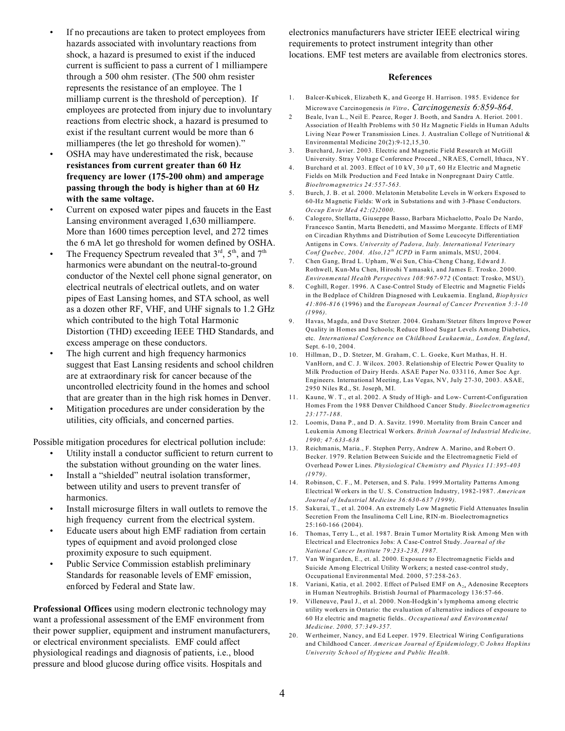- If no precautions are taken to protect employees from hazards associated with involuntary reactions from shock, a hazard is presumed to exist if the induced current is sufficient to pass a current of 1 milliampere through a 500 ohm resister. (The 500 ohm resister represents the resistance of an employee. The 1 milliamp current is the threshold of perception). If employees are protected from injury due to involuntary reactions from electric shock, a hazard is presumed to exist if the resultant current would be more than 6 milliamperes (the let go threshold for women)."
- OSHA may have underestimated the risk, because **resistances from current greater than 60 Hz frequency are lower (175-200 ohm) and amperage passing through the body is higher than at 60 Hz with the same voltage.**
- Current on exposed water pipes and faucets in the East Lansing environment averaged 1,630 milliampere. More than 1600 times perception level, and 272 times the 6 mA let go threshold for women defined by OSHA.
- The Frequency Spectrum revealed that 3rd, 5th, and 7th harmonics were abundant on the neutral-to-ground conductor of the Nextel cell phone signal generator, on electrical neutrals of electrical outlets, and on water pipes of East Lansing homes, and STA school, as well as a dozen other RF, VHF, and UHF signals to 1.2 GHz which contributed to the high Total Harmonic Distortion (THD) exceeding IEEE THD Standards, and excess amperage on these conductors.
- The high current and high frequency harmonics suggest that East Lansing residents and school children are at extraordinary risk for cancer because of the uncontrolled electricity found in the homes and school that are greater than in the high risk homes in Denver.
- Mitigation procedures are under consideration by the utilities, city officials, and concerned parties.

Possible mitigation procedures for electrical pollution include:

- Utility install a conductor sufficient to return current to the substation without grounding on the water lines.
- Install a "shielded" neutral isolation transformer, between utility and users to prevent transfer of harmonics.
- Install microsurge filters in wall outlets to remove the high frequency current from the electrical system.
- Educate users about high EMF radiation from certain types of equipment and avoid prolonged close proximity exposure to such equipment.
- Public Service Commission establish preliminary Standards for reasonable levels of EMF emission, enforced by Federal and State law.

**Professional Offices** using modern electronic technology may want a professional assessment of the EMF environment from their power supplier, equipment and instrument manufacturers, or electrical environment specialists. EMF could affect physiological readings and diagnosis of patients, i.e., blood pressure and blood glucose during office visits. Hospitals and electronics manufacturers have stricter IEEE electrical wiring requirements to protect instrument integrity than other locations. EMF test meters are available from electronics stores.

### References

1. Balcer-Kubicek, Elizabeth K, and George H. Harrison. 1985. Evidence for Microwave Carcinogenesis *in Vitro*. *Carcinogenesis 6:859-864.*
2. Beale, Ivan L., Neil E. Pearce, Roger J. Booth, and Sandra A. Heriot. 2001. Association of Health Problems with 50 Hz Magnetic Fields in Human Adults Living Near Power Transmission Lines. J. Australian College of Nutritional & Environmental Medicine 20(2):9-12,15,30.
3. Burchard, Javier. 2003. Electric and Magnetic Field Research at McGill University. Stray Voltage Conference Proceed., NRAES, Cornell, Ithaca, NY.
4. Burchard et al. 2003. Effect of 10 kV, 30 µT, 60 Hz Electric and Magnetic Fields on Milk Production and Feed Intake in Nonpregnant Dairy Cattle. *Bioeltromagnetrics 24:557-563.*
5. Burch, J. B. et al. 2000. Melatonin Metabolite Levels in Workers Exposed to 60-Hz Magnetic Fields: Work in Substations and with 3-Phase Conductors. *Occup Envir Med 42:(2)2000.*
6. Calogero, Stellatta, Giuseppe Basso, Barbara Michaelotto, Poalo De Nardo, Francesco Santin, Marta Benedetti, and Massimo Morgante. Effects of EMF on Circadian Rhythms and Distribution of Some Leucocyte Differentiation Antigens in Cows. *University of Padova, Italy. International Veterinary Conf Quebec, 2004. Also,12th ICPD* in Farm animals, MSU, 2004.
7. Chen Gang, Brad L. Upham, Wei Sun, Chia-Cheng Chang, Edward J. Rothwell, Kun-Mu Chen, Hiroshi Yamasaki, and James E. Trosko. 2000. *Environmental Health Perspectives 108:967-972* (Contact: Trosko, MSU).
8. Coghill, Roger. 1996. A Case-Control Study of Electric and Magnetic Fields in the Bedplace of Children Diagnosed with Leukaemia. England, *Biophysics 41:806-816* (1996) and the *European Journal of Cancer Prevention 5:3-10 (1996).*
9. Havas, Magda, and Dave Stetzer. 2004. Graham/Stetzer filters Improve Power Quality in Homes and Schools; Reduce Blood Sugar Levels Among Diabetics, etc. *International Conference on Childhood Leukaemia,, London, England*, Sept. 6-10, 2004.
10. Hillman, D., D. Stetzer, M. Graham, C. L. Goeke, Kurt Mathas, H. H. VanHorn, and C. J. Wilcox. 2003. Relationship of Electric Power Quality to Milk Production of Dairy Herds. ASAE Paper No. 033116, Amer Soc Agr. Engineers. International Meeting, Las Vegas, NV, July 27-30, 2003. ASAE, 2950 Niles Rd., St. Joseph, MI.
11. Kaune, W. T., et al. 2002. A Study of High- and Low- Current-Configuration Homes From the 1988 Denver Childhood Cancer Study. *Bioelectromagnetics 23:177-188.*
12. Loomis, Dana P., and D. A. Savitz. 1990. Mortality from Brain Cancer and Leukemia Among Electrical Workers. *British Journal of Industrial Medicine, 1990; 47:633-638*
13. Reichmanis, Maria., F. Stephen Perry, Andrew A. Marino, and Robert O. Becker. 1979. Relation Between Suicide and the Electromagnetic Field of Overhead Power Lines. *Physiological Chemistry and Physics 11:395-403 (1979).*
14. Robinson, C. F., M. Petersen, and S. Palu. 1999.Mortality Patterns Among Electrical Workers in the U. S. Construction Industry, 1982-1987. *American Journal of Industrial Medicine 36:630-637 (1999).*
15. Sakurai, T., et al. 2004. An extremely Low Magnetic Field Attenuates Insulin Secretion From the Insulinoma Cell Line, RIN-m. Bioelectromagnetics 25:160-166 (2004).
16. Thomas, Terry L., et al. 1987. Brain Tumor Mortality Risk Among Men with Electrical and Electronics Jobs: A Case-Control Study. *Journal of the National Cancer Institute 79:233-238, 1987.*
17. Van Wingarden, E., et. al. 2000. Exposure to Electromagnetic Fields and Suicide Among Electrical Utility Workers; a nested case-control study, Occupational Environmental Med. 2000, 57:258-263.
18. Variani, Katia, et al. 2002. Effect of Pulsed EMF on $A_{2a}$ Adenosine Receptors in Human Neutrophils. Bristish Journal of Pharmacology 136:57-66.
19. Villeneuve, Paul J., et al. 2000. Non-Hodgkin's lymphoma among electric utility workers in Ontario: the evaluation of alternative indices of exposure to 60 Hz electric and magnetic fields.. *Occupational and Environmental Medicine. 2000, 57:349-357.*
20. Wertheimer, Nancy, and Ed Leeper. 1979. Electrical Wiring Configurations and Childhood Cancer. *American Journal of Epidemiology,© Johns Hopkins University School of Hygiene and Public Health.*